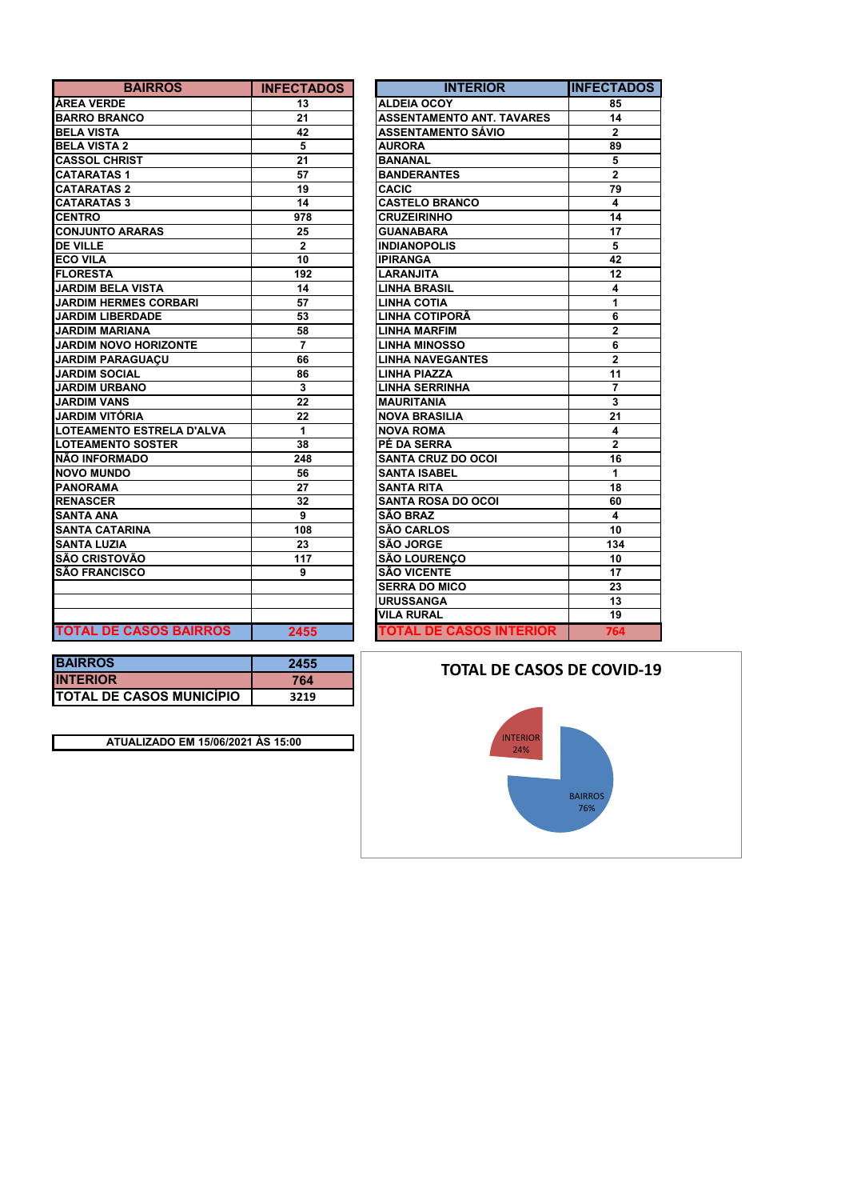| BAIRROS | INFECTADOS |
|---|---|
| ÁREA VERDE | 13 |
| BARRO BRANCO | 21 |
| BELA VISTA | 42 |
| BELA VISTA 2 | 5 |
| CASSOL CHRIST | 21 |
| CATARATAS 1 | 57 |
| CATARATAS 2 | 19 |
| CATARATAS 3 | 14 |
| CENTRO | 978 |
| CONJUNTO ARARAS | 25 |
| DE VILLE | 2 |
| ECO VILA | 10 |
| FLORESTA | 192 |
| JARDIM BELA VISTA | 14 |
| JARDIM HERMES CORBARI | 57 |
| JARDIM LIBERDADE | 53 |
| JARDIM MARIANA | 58 |
| JARDIM NOVO HORIZONTE | 7 |
| JARDIM PARAGUAÇU | 66 |
| JARDIM SOCIAL | 86 |
| JARDIM URBANO | 3 |
| JARDIM VANS | 22 |
| JARDIM VITÓRIA | 22 |
| LOTEAMENTO ESTRELA D'ALVA | 1 |
| LOTEAMENTO SOSTER | 38 |
| NÃO INFORMADO | 248 |
| NOVO MUNDO | 56 |
| PANORAMA | 27 |
| RENASCER | 32 |
| SANTA ANA | 9 |
| SANTA CATARINA | 108 |
| SANTA LUZIA | 23 |
| SÃO CRISTOVÃO | 117 |
| SÃO FRANCISCO | 9 |
| | |
| | |
| | |
| TOTAL DE CASOS BAIRROS | 2455 |

| INTERIOR | INFECTADOS |
|---|---|
| ALDEIA OCOY | 85 |
| ASSENTAMENTO ANT. TAVARES | 14 |
| ASSENTAMENTO SÁVIO | 2 |
| AURORA | 89 |
| BANANAL | 5 |
| BANDERANTES | 2 |
| CACIC | 79 |
| CASTELO BRANCO | 4 |
| CRUZEIRINHO | 14 |
| GUANABARA | 17 |
| INDIANOPOLIS | 5 |
| IPIRANGA | 42 |
| LARANJITA | 12 |
| LINHA BRASIL | 4 |
| LINHA COTIA | 1 |
| LINHA COTIPORÃ | 6 |
| LINHA MARFIM | 2 |
| LINHA MINOSSO | 6 |
| LINHA NAVEGANTES | 2 |
| LINHA PIAZZA | 11 |
| LINHA SERRINHA | 7 |
| MAURITANIA | 3 |
| NOVA BRASILIA | 21 |
| NOVA ROMA | 4 |
| PÉ DA SERRA | 2 |
| SANTA CRUZ DO OCOI | 16 |
| SANTA ISABEL | 1 |
| SANTA RITA | 18 |
| SANTA ROSA DO OCOI | 60 |
| SÃO BRAZ | 4 |
| SÃO CARLOS | 10 |
| SÃO JORGE | 134 |
| SÃO LOURENÇO | 10 |
| SÃO VICENTE | 17 |
| SERRA DO MICO | 23 |
| URUSSANGA | 13 |
| VILA RURAL | 19 |
| TOTAL DE CASOS INTERIOR | 764 |

| BAIRROS | 2455 |
|---|---|
| INTERIOR | 764 |
| TOTAL DE CASOS MUNICÍPIO | 3219 |

ATUALIZADO EM 15/06/2021 ÀS 15:00

**TOTAL DE CASOS DE COVID-19**

INTERIOR 24%

BAIRROS 76%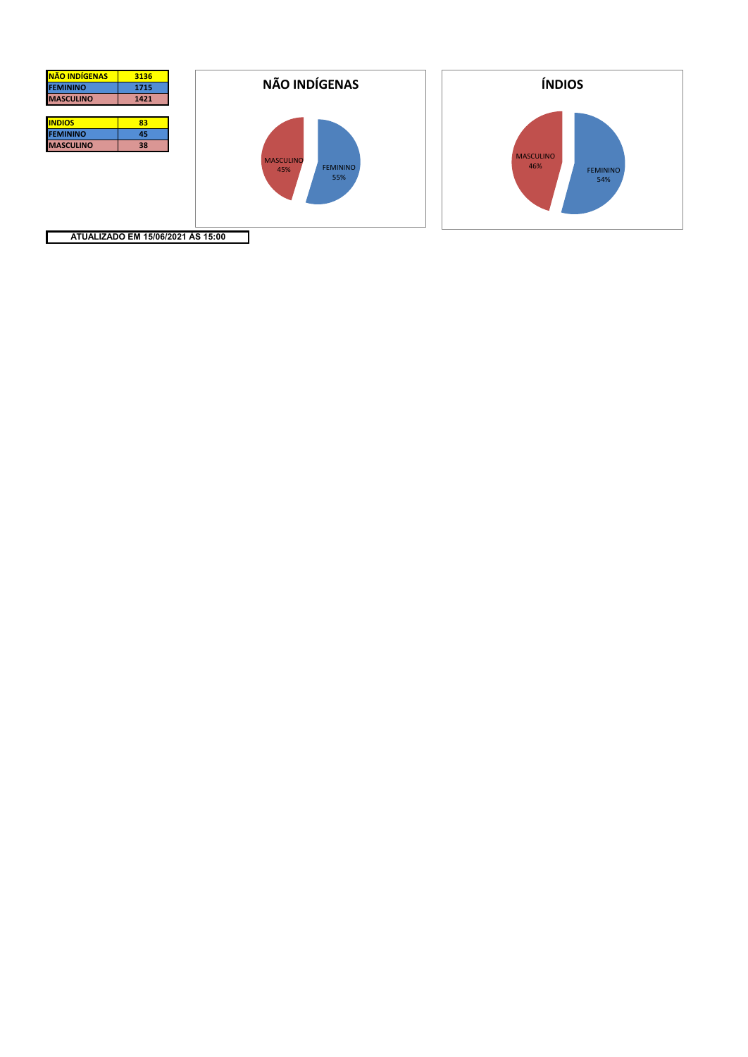| NÃO INDÍGENAS | 3136 |
| --- | --- |
| FEMININO | 1715 |
| MASCULINO | 1421 |

| INDIOS | 83 |
| --- | --- |
| FEMININO | 45 |
| MASCULINO | 38 |

**NÃO INDÍGENAS**

MASCULINO 45%

FEMININO 55%

**ÍNDIOS**

MASCULINO 46%

FEMININO 54%

**ATUALIZADO EM 15/06/2021 ÀS 15:00**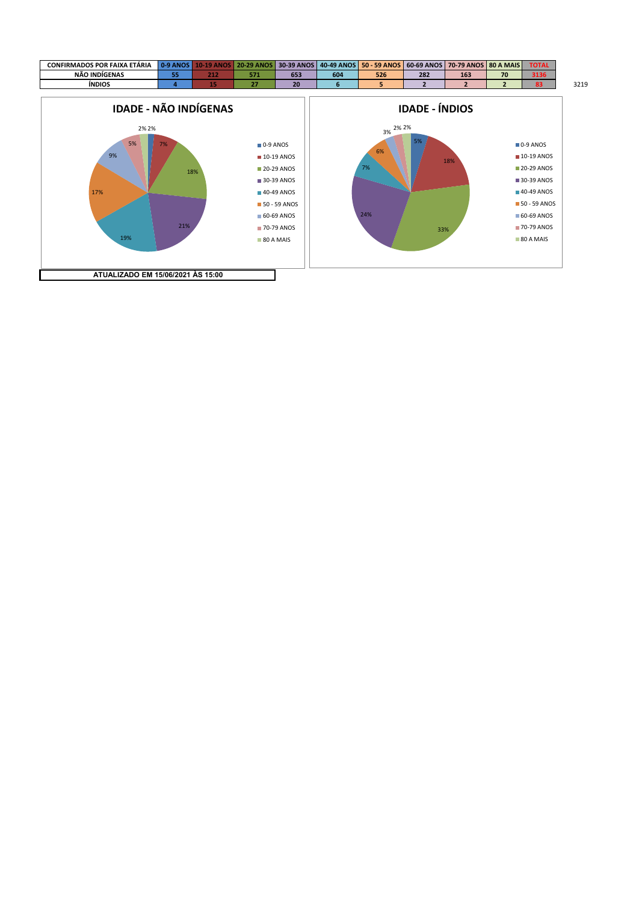| CONFIRMADOS POR FAIXA ETÁRIA | 0-9 ANOS | 10-19 ANOS | 20-29 ANOS | 30-39 ANOS | 40-49 ANOS | 50 - 59 ANOS | 60-69 ANOS | 70-79 ANOS | 80 A MAIS | TOTAL |
|---|---|---|---|---|---|---|---|---|---|---|
| NÃO INDÍGENAS | 55 | 212 | 571 | 653 | 604 | 526 | 282 | 163 | 70 | 3136 |
| ÍNDIOS | 4 | 15 | 27 | 20 | 6 | 5 | 2 | 2 | 2 | 83 |

3219

## IDADE - NÃO INDÍGENAS

- 0-9 ANOS: 2%
- 10-19 ANOS: 7%
- 20-29 ANOS: 18%
- 30-39 ANOS: 21%
- 40-49 ANOS: 19%
- 50 - 59 ANOS: 17%
- 60-69 ANOS: 9%
- 70-79 ANOS: 5%
- 80 A MAIS: 2%

## IDADE - ÍNDIOS

- 0-9 ANOS: 5%
- 10-19 ANOS: 18%
- 20-29 ANOS: 33%
- 30-39 ANOS: 24%
- 40-49 ANOS: 7%
- 50 - 59 ANOS: 6%
- 60-69 ANOS: 3%
- 70-79 ANOS: 2%
- 80 A MAIS: 2%

**ATUALIZADO EM 15/06/2021 ÀS 15:00**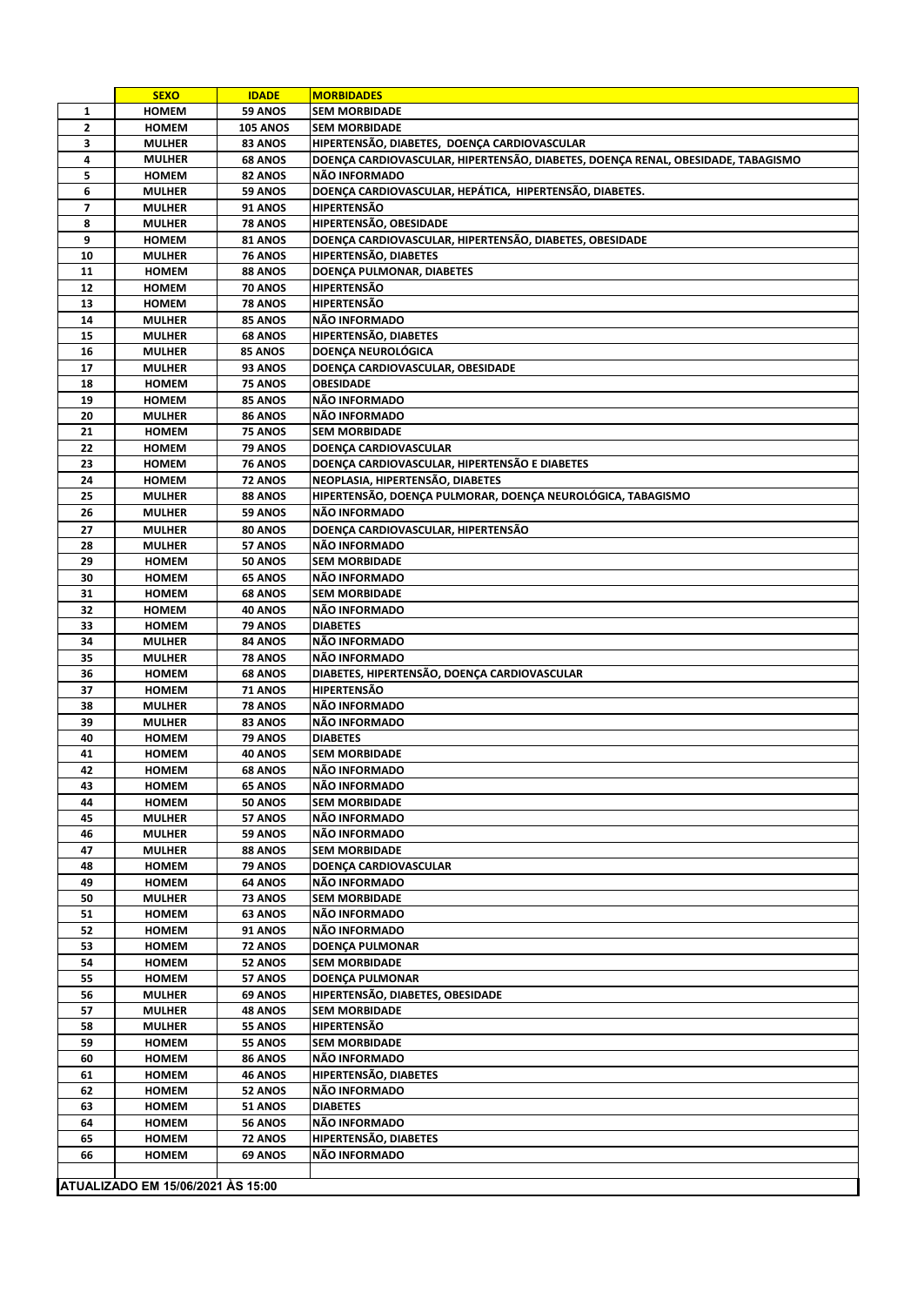|  | SEXO | IDADE | MORBIDADES |
|---|---|---|---|
| 1 | HOMEM | 59 ANOS | SEM MORBIDADE |
| 2 | HOMEM | 105 ANOS | SEM MORBIDADE |
| 3 | MULHER | 83 ANOS | HIPERTENSÃO, DIABETES, DOENÇA CARDIOVASCULAR |
| 4 | MULHER | 68 ANOS | DOENÇA CARDIOVASCULAR, HIPERTENSÃO, DIABETES, DOENÇA RENAL, OBESIDADE, TABAGISMO |
| 5 | HOMEM | 82 ANOS | NÃO INFORMADO |
| 6 | MULHER | 59 ANOS | DOENÇA CARDIOVASCULAR, HEPÁTICA, HIPERTENSÃO, DIABETES. |
| 7 | MULHER | 91 ANOS | HIPERTENSÃO |
| 8 | MULHER | 78 ANOS | HIPERTENSÃO, OBESIDADE |
| 9 | HOMEM | 81 ANOS | DOENÇA CARDIOVASCULAR, HIPERTENSÃO, DIABETES, OBESIDADE |
| 10 | MULHER | 76 ANOS | HIPERTENSÃO, DIABETES |
| 11 | HOMEM | 88 ANOS | DOENÇA PULMONAR, DIABETES |
| 12 | HOMEM | 70 ANOS | HIPERTENSÃO |
| 13 | HOMEM | 78 ANOS | HIPERTENSÃO |
| 14 | MULHER | 85 ANOS | NÃO INFORMADO |
| 15 | MULHER | 68 ANOS | HIPERTENSÃO, DIABETES |
| 16 | MULHER | 85 ANOS | DOENÇA NEUROLÓGICA |
| 17 | MULHER | 93 ANOS | DOENÇA CARDIOVASCULAR, OBESIDADE |
| 18 | HOMEM | 75 ANOS | OBESIDADE |
| 19 | HOMEM | 85 ANOS | NÃO INFORMADO |
| 20 | MULHER | 86 ANOS | NÃO INFORMADO |
| 21 | HOMEM | 75 ANOS | SEM MORBIDADE |
| 22 | HOMEM | 79 ANOS | DOENÇA CARDIOVASCULAR |
| 23 | HOMEM | 76 ANOS | DOENÇA CARDIOVASCULAR, HIPERTENSÃO E DIABETES |
| 24 | HOMEM | 72 ANOS | NEOPLASIA, HIPERTENSÃO, DIABETES |
| 25 | MULHER | 88 ANOS | HIPERTENSÃO, DOENÇA PULMORAR, DOENÇA NEUROLÓGICA, TABAGISMO |
| 26 | MULHER | 59 ANOS | NÃO INFORMADO |
| 27 | MULHER | 80 ANOS | DOENÇA CARDIOVASCULAR, HIPERTENSÃO |
| 28 | MULHER | 57 ANOS | NÃO INFORMADO |
| 29 | HOMEM | 50 ANOS | SEM MORBIDADE |
| 30 | HOMEM | 65 ANOS | NÃO INFORMADO |
| 31 | HOMEM | 68 ANOS | SEM MORBIDADE |
| 32 | HOMEM | 40 ANOS | NÃO INFORMADO |
| 33 | HOMEM | 79 ANOS | DIABETES |
| 34 | MULHER | 84 ANOS | NÃO INFORMADO |
| 35 | MULHER | 78 ANOS | NÃO INFORMADO |
| 36 | HOMEM | 68 ANOS | DIABETES, HIPERTENSÃO, DOENÇA CARDIOVASCULAR |
| 37 | HOMEM | 71 ANOS | HIPERTENSÃO |
| 38 | MULHER | 78 ANOS | NÃO INFORMADO |
| 39 | MULHER | 83 ANOS | NÃO INFORMADO |
| 40 | HOMEM | 79 ANOS | DIABETES |
| 41 | HOMEM | 40 ANOS | SEM MORBIDADE |
| 42 | HOMEM | 68 ANOS | NÃO INFORMADO |
| 43 | HOMEM | 65 ANOS | NÃO INFORMADO |
| 44 | HOMEM | 50 ANOS | SEM MORBIDADE |
| 45 | MULHER | 57 ANOS | NÃO INFORMADO |
| 46 | MULHER | 59 ANOS | NÃO INFORMADO |
| 47 | MULHER | 88 ANOS | SEM MORBIDADE |
| 48 | HOMEM | 79 ANOS | DOENÇA CARDIOVASCULAR |
| 49 | HOMEM | 64 ANOS | NÃO INFORMADO |
| 50 | MULHER | 73 ANOS | SEM MORBIDADE |
| 51 | HOMEM | 63 ANOS | NÃO INFORMADO |
| 52 | HOMEM | 91 ANOS | NÃO INFORMADO |
| 53 | HOMEM | 72 ANOS | DOENÇA PULMONAR |
| 54 | HOMEM | 52 ANOS | SEM MORBIDADE |
| 55 | HOMEM | 57 ANOS | DOENÇA PULMONAR |
| 56 | MULHER | 69 ANOS | HIPERTENSÃO, DIABETES, OBESIDADE |
| 57 | MULHER | 48 ANOS | SEM MORBIDADE |
| 58 | MULHER | 55 ANOS | HIPERTENSÃO |
| 59 | HOMEM | 55 ANOS | SEM MORBIDADE |
| 60 | HOMEM | 86 ANOS | NÃO INFORMADO |
| 61 | HOMEM | 46 ANOS | HIPERTENSÃO, DIABETES |
| 62 | HOMEM | 52 ANOS | NÃO INFORMADO |
| 63 | HOMEM | 51 ANOS | DIABETES |
| 64 | HOMEM | 56 ANOS | NÃO INFORMADO |
| 65 | HOMEM | 72 ANOS | HIPERTENSÃO, DIABETES |
| 66 | HOMEM | 69 ANOS | NÃO INFORMADO |

**ATUALIZADO EM 15/06/2021 ÀS 15:00**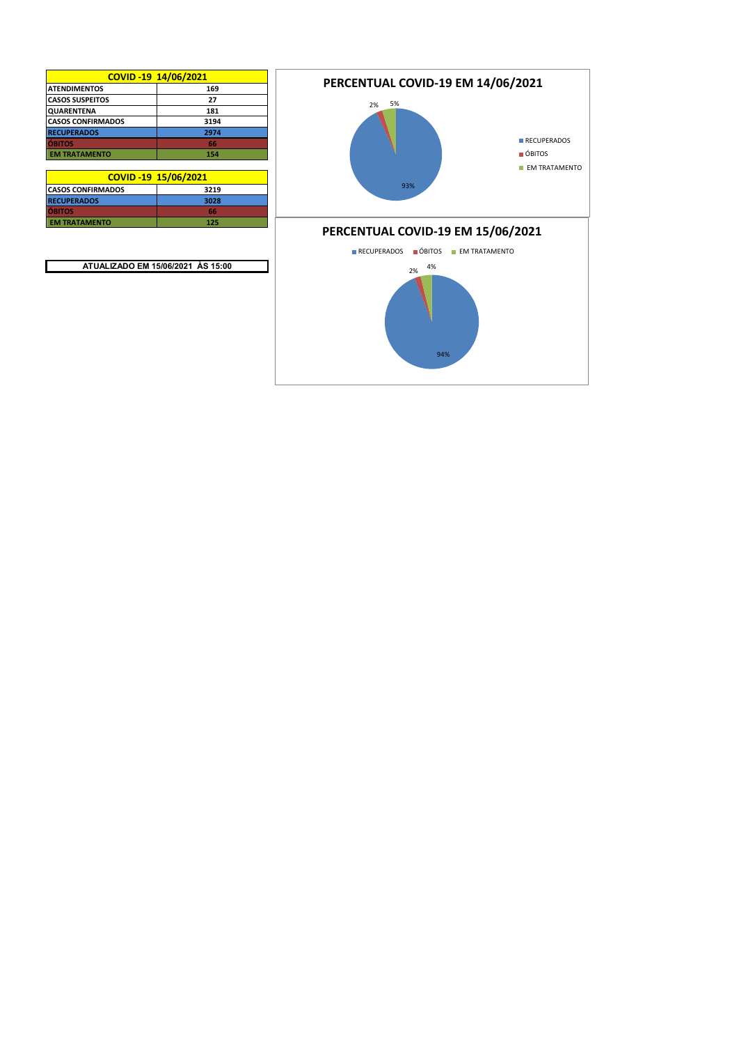| COVID -19 14/06/2021 | |
|---|---|
| ATENDIMENTOS | 169 |
| CASOS SUSPEITOS | 27 |
| QUARENTENA | 181 |
| CASOS CONFIRMADOS | 3194 |
| RECUPERADOS | 2974 |
| ÓBITOS | 66 |
| EM TRATAMENTO | 154 |

| COVID -19 15/06/2021 | |
|---|---|
| CASOS CONFIRMADOS | 3219 |
| RECUPERADOS | 3028 |
| ÓBITOS | 66 |
| EM TRATAMENTO | 125 |

**ATUALIZADO EM 15/06/2021 ÀS 15:00**

**PERCENTUAL COVID-19 EM 14/06/2021**

2%
5%
93%

RECUPERADOS
ÓBITOS
EM TRATAMENTO

**PERCENTUAL COVID-19 EM 15/06/2021**

RECUPERADOS
ÓBITOS
EM TRATAMENTO

2%
4%
94%